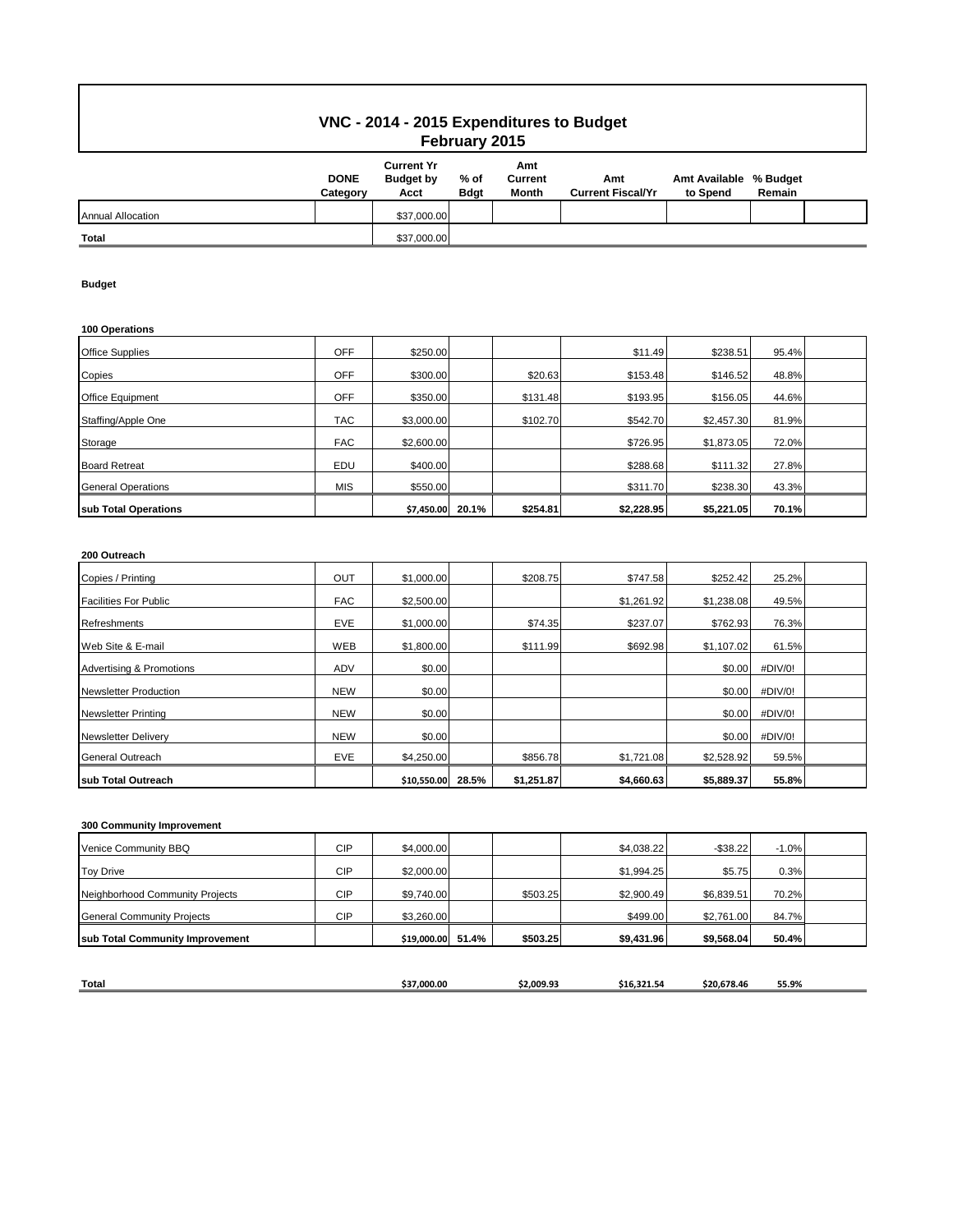# VNC - 2014 - 2015 Expenditures to Budget
## February 2015

| | DONE Category | Current Yr Budget by Acct | % of Bdgt | Amt Current Month | Amt Current Fiscal/Yr | Amt Available to Spend | % Budget Remain |
|---|---|---|---|---|---|---|---|
| Annual Allocation | | $37,000.00 | | | | | |
| **Total** | | $37,000.00 | | | | | |

**Budget**

**100 Operations**

| | DONE Category | Current Yr Budget by Acct | % of Bdgt | Amt Current Month | Amt Current Fiscal/Yr | Amt Available to Spend | % Budget Remain |
|---|---|---|---|---|---|---|---|
| Office Supplies | OFF | $250.00 | | | $11.49 | $238.51 | 95.4% |
| Copies | OFF | $300.00 | | $20.63 | $153.48 | $146.52 | 48.8% |
| Office Equipment | OFF | $350.00 | | $131.48 | $193.95 | $156.05 | 44.6% |
| Staffing/Apple One | TAC | $3,000.00 | | $102.70 | $542.70 | $2,457.30 | 81.9% |
| Storage | FAC | $2,600.00 | | | $726.95 | $1,873.05 | 72.0% |
| Board Retreat | EDU | $400.00 | | | $288.68 | $111.32 | 27.8% |
| General Operations | MIS | $550.00 | | | $311.70 | $238.30 | 43.3% |
| **sub Total Operations** | | **$7,450.00** | **20.1%** | **$254.81** | **$2,228.95** | **$5,221.05** | **70.1%** |

**200 Outreach**

| | DONE Category | Current Yr Budget by Acct | % of Bdgt | Amt Current Month | Amt Current Fiscal/Yr | Amt Available to Spend | % Budget Remain |
|---|---|---|---|---|---|---|---|
| Copies / Printing | OUT | $1,000.00 | | $208.75 | $747.58 | $252.42 | 25.2% |
| Facilities For Public | FAC | $2,500.00 | | | $1,261.92 | $1,238.08 | 49.5% |
| Refreshments | EVE | $1,000.00 | | $74.35 | $237.07 | $762.93 | 76.3% |
| Web Site & E-mail | WEB | $1,800.00 | | $111.99 | $692.98 | $1,107.02 | 61.5% |
| Advertising & Promotions | ADV | $0.00 | | | | $0.00 | #DIV/0! |
| Newsletter Production | NEW | $0.00 | | | | $0.00 | #DIV/0! |
| Newsletter Printing | NEW | $0.00 | | | | $0.00 | #DIV/0! |
| Newsletter Delivery | NEW | $0.00 | | | | $0.00 | #DIV/0! |
| General Outreach | EVE | $4,250.00 | | $856.78 | $1,721.08 | $2,528.92 | 59.5% |
| **sub Total Outreach** | | **$10,550.00** | **28.5%** | **$1,251.87** | **$4,660.63** | **$5,889.37** | **55.8%** |

**300 Community Improvement**

| | DONE Category | Current Yr Budget by Acct | % of Bdgt | Amt Current Month | Amt Current Fiscal/Yr | Amt Available to Spend | % Budget Remain |
|---|---|---|---|---|---|---|---|
| Venice Community BBQ | CIP | $4,000.00 | | | $4,038.22 | -$38.22 | -1.0% |
| Toy Drive | CIP | $2,000.00 | | | $1,994.25 | $5.75 | 0.3% |
| Neighborhood Community Projects | CIP | $9,740.00 | | $503.25 | $2,900.49 | $6,839.51 | 70.2% |
| General Community Projects | CIP | $3,260.00 | | | $499.00 | $2,761.00 | 84.7% |
| **sub Total Community Improvement** | | **$19,000.00** | **51.4%** | **$503.25** | **$9,431.96** | **$9,568.04** | **50.4%** |

| | DONE Category | Current Yr Budget by Acct | % of Bdgt | Amt Current Month | Amt Current Fiscal/Yr | Amt Available to Spend | % Budget Remain |
|---|---|---|---|---|---|---|---|
| **Total** | | $37,000.00 | | $2,009.93 | $16,321.54 | $20,678.46 | 55.9% |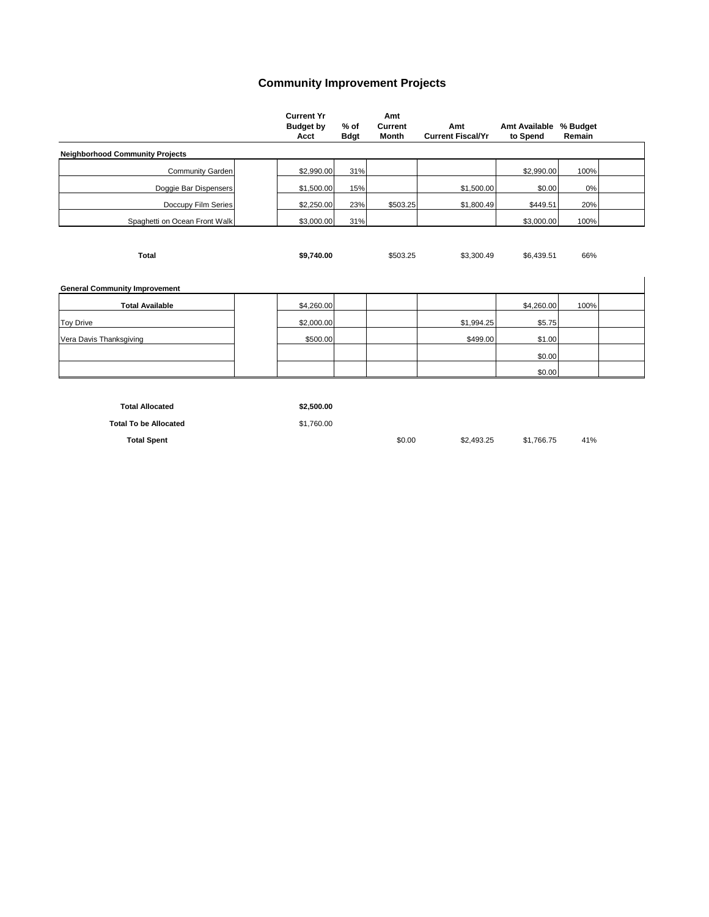# Community Improvement Projects

| | | Current Yr Budget by Acct | % of Bdgt | Amt Current Month | Amt Current Fiscal/Yr | Amt Available to Spend | % Budget Remain | |
|---|---|---|---|---|---|---|---|---|
| **Neighborhood Community Projects** | | | | | | | | |
| Community Garden | | $2,990.00 | 31% | | | $2,990.00 | 100% | |
| Doggie Bar Dispensers | | $1,500.00 | 15% | | $1,500.00 | $0.00 | 0% | |
| Doccupy Film Series | | $2,250.00 | 23% | $503.25 | $1,800.49 | $449.51 | 20% | |
| Spaghetti on Ocean Front Walk | | $3,000.00 | 31% | | | $3,000.00 | 100% | |
| **Total** | | **$9,740.00** | | $503.25 | $3,300.49 | $6,439.51 | 66% | |
| **General Community Improvement** | | | | | | | | |
| **Total Available** | | $4,260.00 | | | | $4,260.00 | 100% | |
| Toy Drive | | $2,000.00 | | | $1,994.25 | $5.75 | | |
| Vera Davis Thanksgiving | | $500.00 | | | $499.00 | $1.00 | | |
| | | | | | | $0.00 | | |
| | | | | | | $0.00 | | |
| **Total Allocated** | | **$2,500.00** | | | | | | |
| **Total To be Allocated** | | $1,760.00 | | | | | | |
| **Total Spent** | | | | $0.00 | $2,493.25 | $1,766.75 | 41% | |